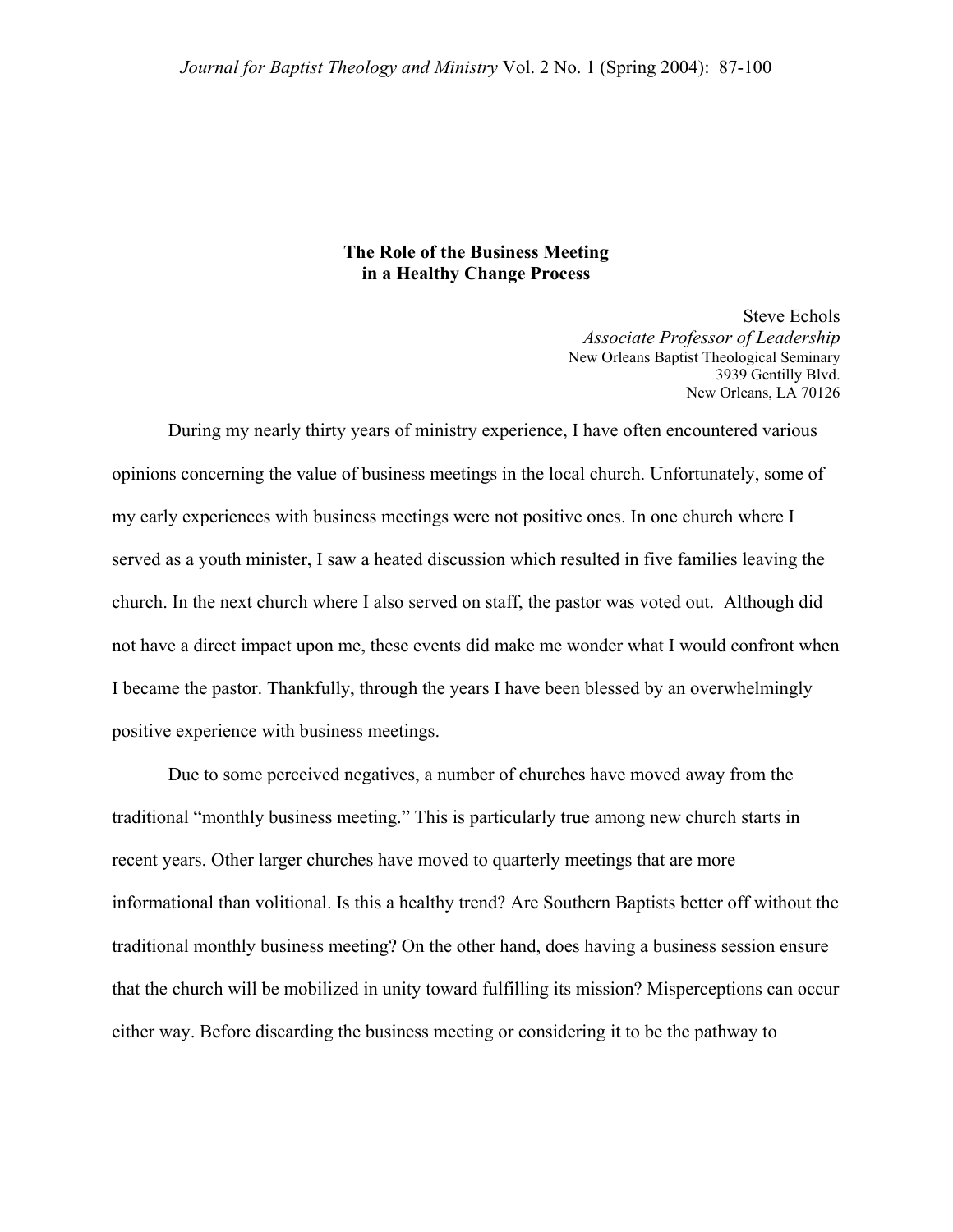# The Role of the Business Meeting in a Healthy Change Process

Steve Echols
*Associate Professor of Leadership*
New Orleans Baptist Theological Seminary
3939 Gentilly Blvd.
New Orleans, LA 70126

During my nearly thirty years of ministry experience, I have often encountered various opinions concerning the value of business meetings in the local church. Unfortunately, some of my early experiences with business meetings were not positive ones. In one church where I served as a youth minister, I saw a heated discussion which resulted in five families leaving the church. In the next church where I also served on staff, the pastor was voted out. Although did not have a direct impact upon me, these events did make me wonder what I would confront when I became the pastor. Thankfully, through the years I have been blessed by an overwhelmingly positive experience with business meetings.

Due to some perceived negatives, a number of churches have moved away from the traditional "monthly business meeting." This is particularly true among new church starts in recent years. Other larger churches have moved to quarterly meetings that are more informational than volitional. Is this a healthy trend? Are Southern Baptists better off without the traditional monthly business meeting? On the other hand, does having a business session ensure that the church will be mobilized in unity toward fulfilling its mission? Misperceptions can occur either way. Before discarding the business meeting or considering it to be the pathway to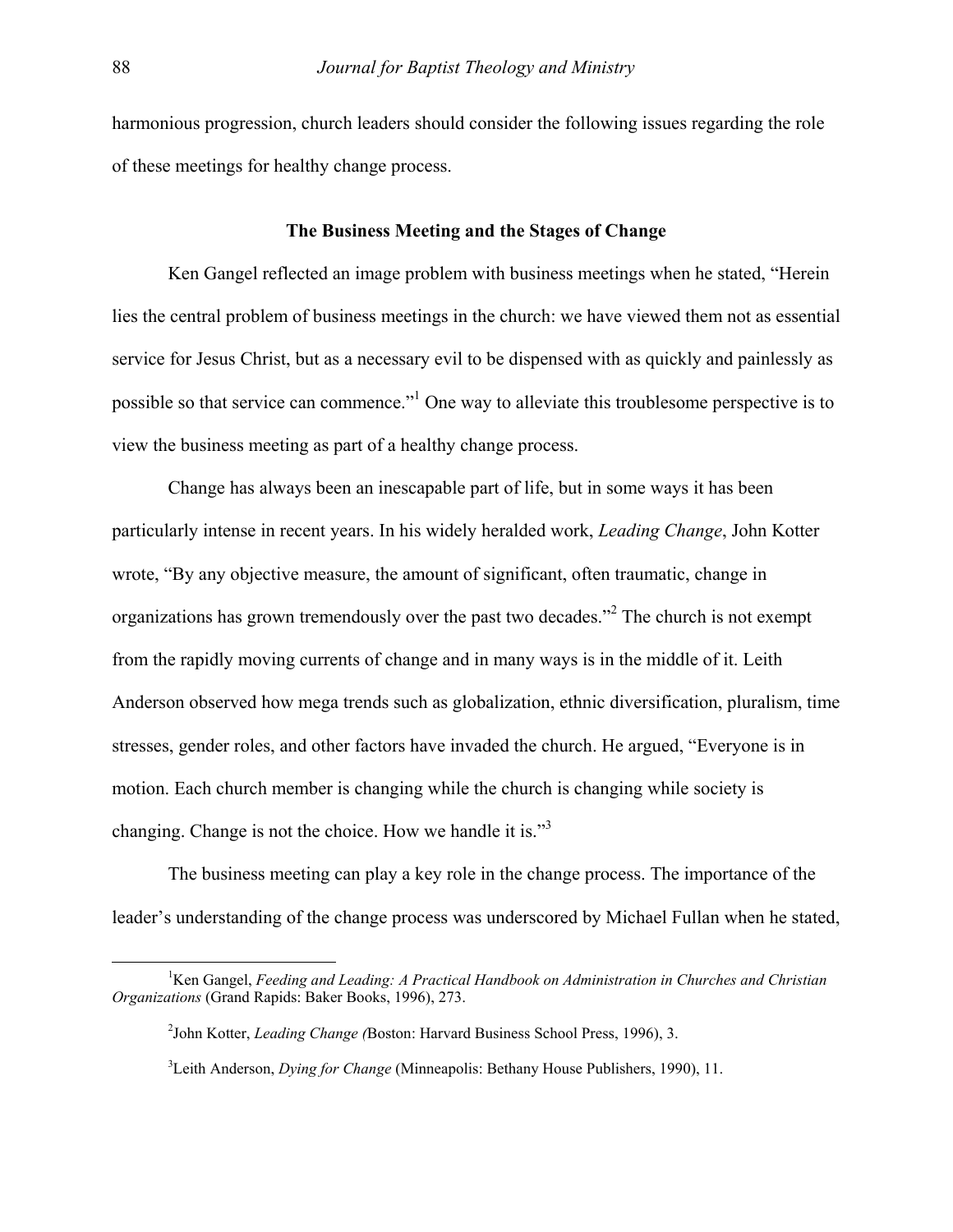harmonious progression, church leaders should consider the following issues regarding the role of these meetings for healthy change process.

## The Business Meeting and the Stages of Change

Ken Gangel reflected an image problem with business meetings when he stated, "Herein lies the central problem of business meetings in the church: we have viewed them not as essential service for Jesus Christ, but as a necessary evil to be dispensed with as quickly and painlessly as possible so that service can commence."[1] One way to alleviate this troublesome perspective is to view the business meeting as part of a healthy change process.

Change has always been an inescapable part of life, but in some ways it has been particularly intense in recent years. In his widely heralded work, *Leading Change*, John Kotter wrote, "By any objective measure, the amount of significant, often traumatic, change in organizations has grown tremendously over the past two decades."[2] The church is not exempt from the rapidly moving currents of change and in many ways is in the middle of it. Leith Anderson observed how mega trends such as globalization, ethnic diversification, pluralism, time stresses, gender roles, and other factors have invaded the church. He argued, "Everyone is in motion. Each church member is changing while the church is changing while society is changing. Change is not the choice. How we handle it is."[3]

The business meeting can play a key role in the change process. The importance of the leader's understanding of the change process was underscored by Michael Fullan when he stated,

---

[1] Ken Gangel, *Feeding and Leading: A Practical Handbook on Administration in Churches and Christian Organizations* (Grand Rapids: Baker Books, 1996), 273.

[2] John Kotter, *Leading Change (*Boston: Harvard Business School Press, 1996), 3.

[3] Leith Anderson, *Dying for Change* (Minneapolis: Bethany House Publishers, 1990), 11.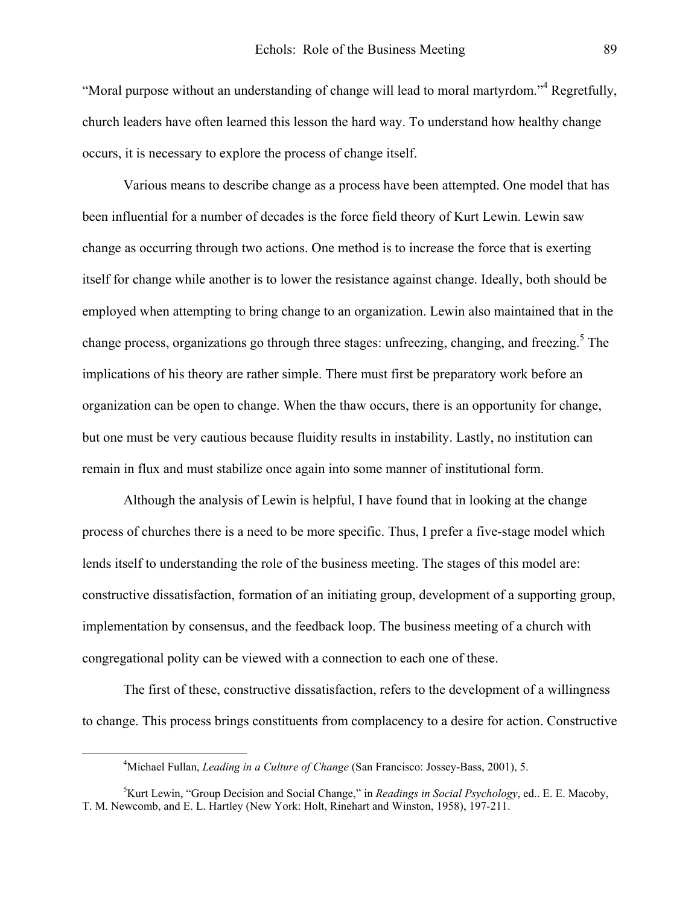"Moral purpose without an understanding of change will lead to moral martyrdom."[4] Regretfully, church leaders have often learned this lesson the hard way. To understand how healthy change occurs, it is necessary to explore the process of change itself.

Various means to describe change as a process have been attempted. One model that has been influential for a number of decades is the force field theory of Kurt Lewin. Lewin saw change as occurring through two actions. One method is to increase the force that is exerting itself for change while another is to lower the resistance against change. Ideally, both should be employed when attempting to bring change to an organization. Lewin also maintained that in the change process, organizations go through three stages: unfreezing, changing, and freezing.[5] The implications of his theory are rather simple. There must first be preparatory work before an organization can be open to change. When the thaw occurs, there is an opportunity for change, but one must be very cautious because fluidity results in instability. Lastly, no institution can remain in flux and must stabilize once again into some manner of institutional form.

Although the analysis of Lewin is helpful, I have found that in looking at the change process of churches there is a need to be more specific. Thus, I prefer a five-stage model which lends itself to understanding the role of the business meeting. The stages of this model are: constructive dissatisfaction, formation of an initiating group, development of a supporting group, implementation by consensus, and the feedback loop. The business meeting of a church with congregational polity can be viewed with a connection to each one of these.

The first of these, constructive dissatisfaction, refers to the development of a willingness to change. This process brings constituents from complacency to a desire for action. Constructive

---

[4] Michael Fullan, *Leading in a Culture of Change* (San Francisco: Jossey-Bass, 2001), 5.

[5] Kurt Lewin, "Group Decision and Social Change," in *Readings in Social Psychology*, ed.. E. E. Macoby, T. M. Newcomb, and E. L. Hartley (New York: Holt, Rinehart and Winston, 1958), 197-211.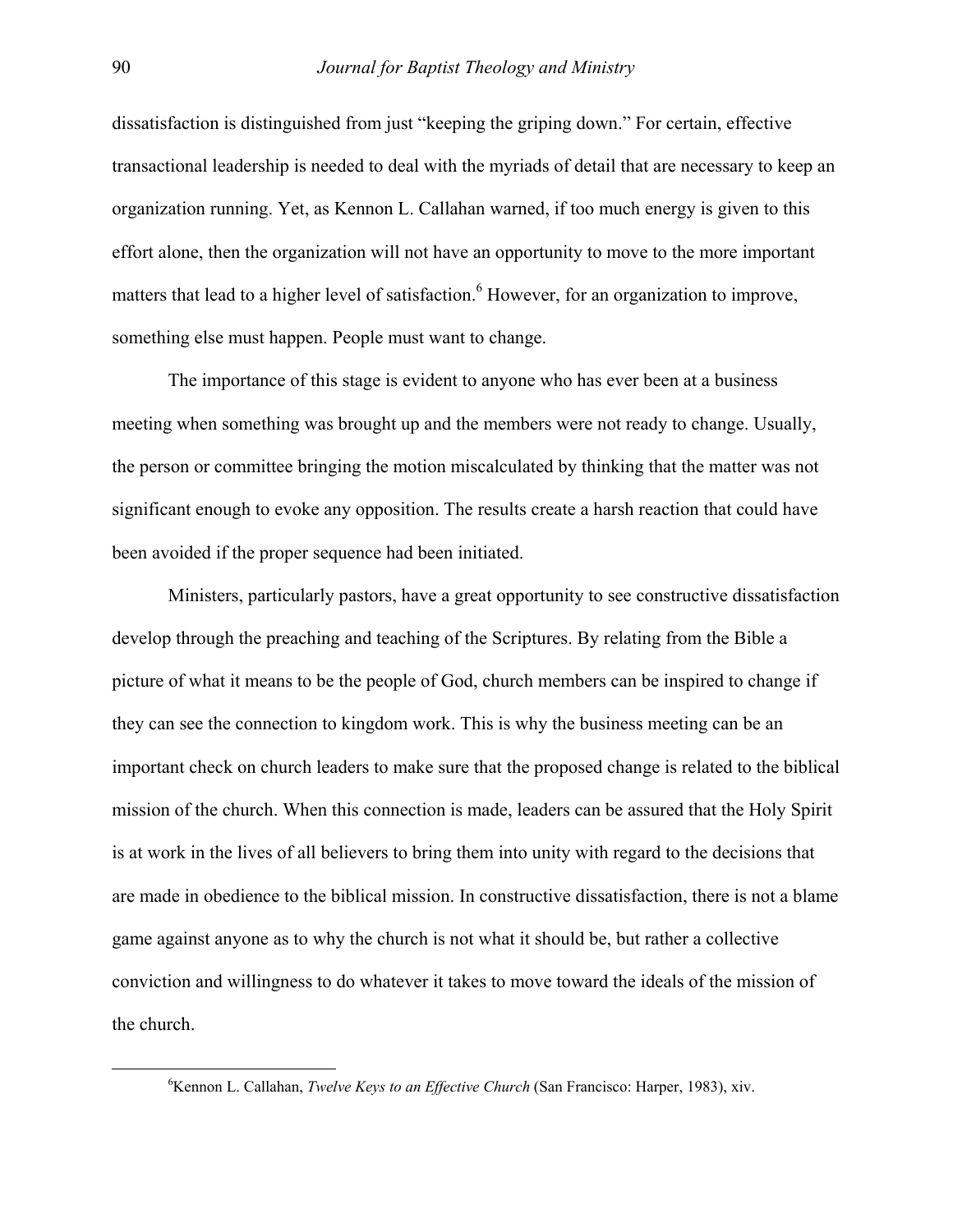dissatisfaction is distinguished from just "keeping the griping down." For certain, effective transactional leadership is needed to deal with the myriads of detail that are necessary to keep an organization running. Yet, as Kennon L. Callahan warned, if too much energy is given to this effort alone, then the organization will not have an opportunity to move to the more important matters that lead to a higher level of satisfaction.[6] However, for an organization to improve, something else must happen. People must want to change.

The importance of this stage is evident to anyone who has ever been at a business meeting when something was brought up and the members were not ready to change. Usually, the person or committee bringing the motion miscalculated by thinking that the matter was not significant enough to evoke any opposition. The results create a harsh reaction that could have been avoided if the proper sequence had been initiated.

Ministers, particularly pastors, have a great opportunity to see constructive dissatisfaction develop through the preaching and teaching of the Scriptures. By relating from the Bible a picture of what it means to be the people of God, church members can be inspired to change if they can see the connection to kingdom work. This is why the business meeting can be an important check on church leaders to make sure that the proposed change is related to the biblical mission of the church. When this connection is made, leaders can be assured that the Holy Spirit is at work in the lives of all believers to bring them into unity with regard to the decisions that are made in obedience to the biblical mission. In constructive dissatisfaction, there is not a blame game against anyone as to why the church is not what it should be, but rather a collective conviction and willingness to do whatever it takes to move toward the ideals of the mission of the church.

---

[6] Kennon L. Callahan, *Twelve Keys to an Effective Church* (San Francisco: Harper, 1983), xiv.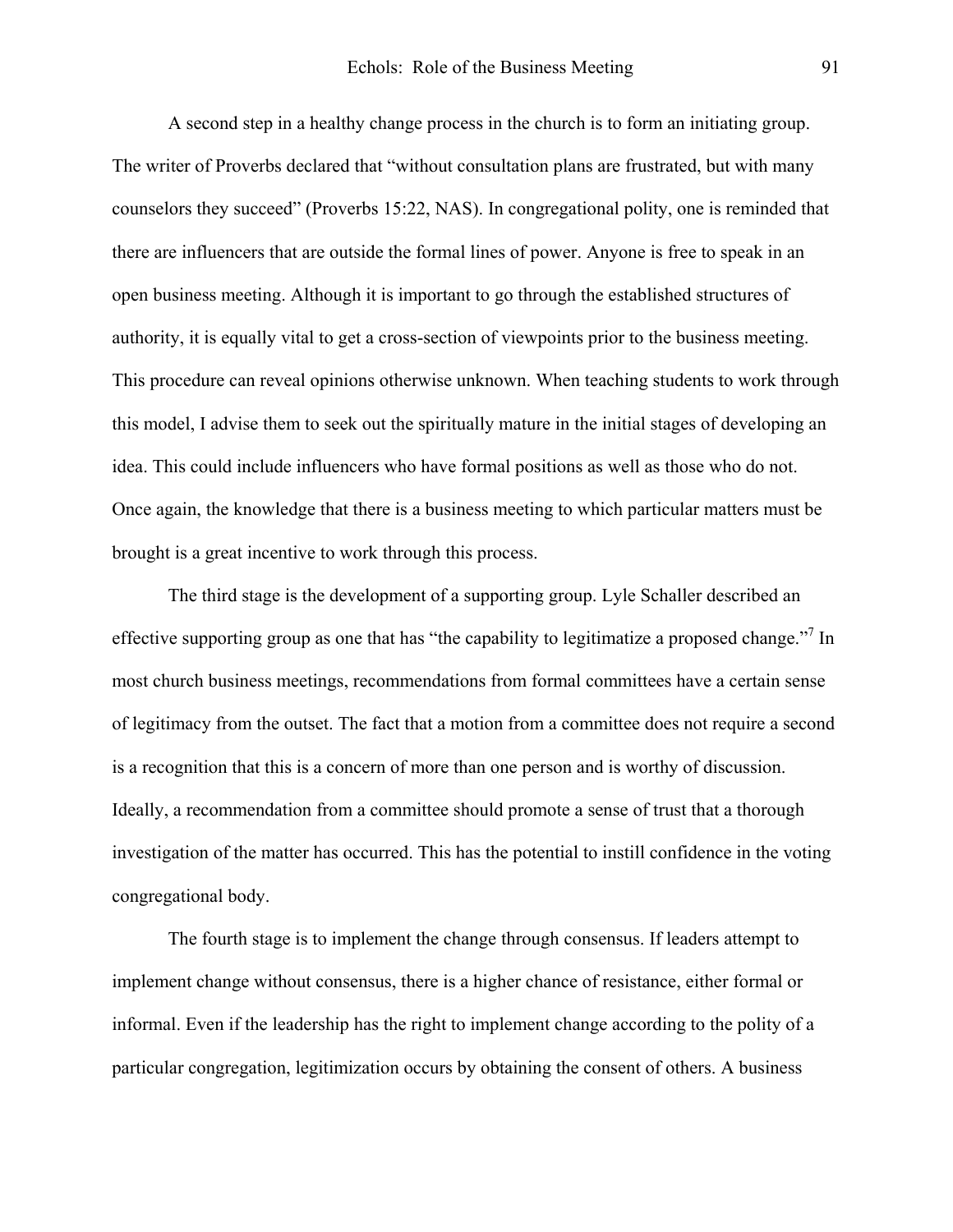A second step in a healthy change process in the church is to form an initiating group. The writer of Proverbs declared that "without consultation plans are frustrated, but with many counselors they succeed" (Proverbs 15:22, NAS). In congregational polity, one is reminded that there are influencers that are outside the formal lines of power. Anyone is free to speak in an open business meeting. Although it is important to go through the established structures of authority, it is equally vital to get a cross-section of viewpoints prior to the business meeting. This procedure can reveal opinions otherwise unknown. When teaching students to work through this model, I advise them to seek out the spiritually mature in the initial stages of developing an idea. This could include influencers who have formal positions as well as those who do not. Once again, the knowledge that there is a business meeting to which particular matters must be brought is a great incentive to work through this process.

The third stage is the development of a supporting group. Lyle Schaller described an effective supporting group as one that has "the capability to legitimatize a proposed change."[7] In most church business meetings, recommendations from formal committees have a certain sense of legitimacy from the outset. The fact that a motion from a committee does not require a second is a recognition that this is a concern of more than one person and is worthy of discussion. Ideally, a recommendation from a committee should promote a sense of trust that a thorough investigation of the matter has occurred. This has the potential to instill confidence in the voting congregational body.

The fourth stage is to implement the change through consensus. If leaders attempt to implement change without consensus, there is a higher chance of resistance, either formal or informal. Even if the leadership has the right to implement change according to the polity of a particular congregation, legitimization occurs by obtaining the consent of others. A business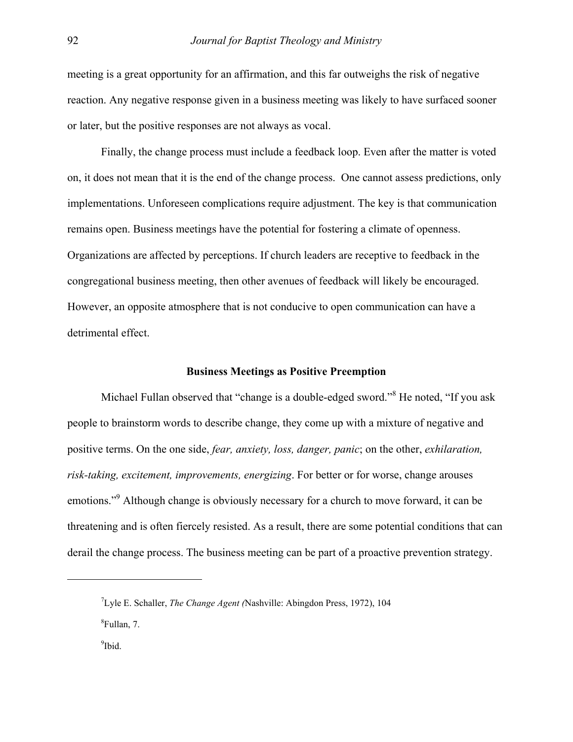meeting is a great opportunity for an affirmation, and this far outweighs the risk of negative reaction. Any negative response given in a business meeting was likely to have surfaced sooner or later, but the positive responses are not always as vocal.

Finally, the change process must include a feedback loop. Even after the matter is voted on, it does not mean that it is the end of the change process. One cannot assess predictions, only implementations. Unforeseen complications require adjustment. The key is that communication remains open. Business meetings have the potential for fostering a climate of openness. Organizations are affected by perceptions. If church leaders are receptive to feedback in the congregational business meeting, then other avenues of feedback will likely be encouraged. However, an opposite atmosphere that is not conducive to open communication can have a detrimental effect.

### Business Meetings as Positive Preemption

Michael Fullan observed that "change is a double-edged sword."[8] He noted, "If you ask people to brainstorm words to describe change, they come up with a mixture of negative and positive terms. On the one side, *fear, anxiety, loss, danger, panic*; on the other, *exhilaration, risk-taking, excitement, improvements, energizing*. For better or for worse, change arouses emotions."[9] Although change is obviously necessary for a church to move forward, it can be threatening and is often fiercely resisted. As a result, there are some potential conditions that can derail the change process. The business meeting can be part of a proactive prevention strategy.

---

[7]Lyle E. Schaller, *The Change Agent (*Nashville: Abingdon Press, 1972), 104

[8]Fullan, 7.

[9]Ibid.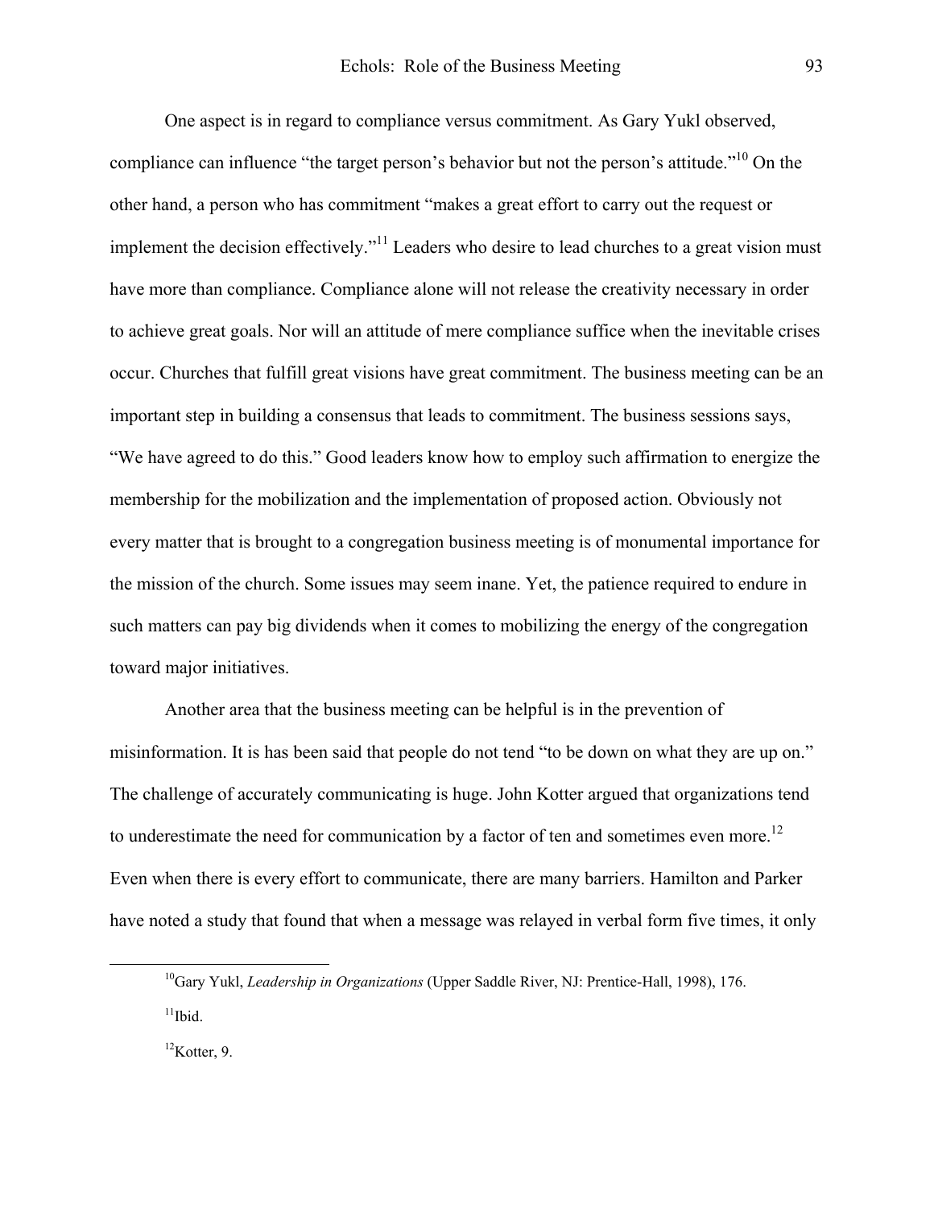One aspect is in regard to compliance versus commitment. As Gary Yukl observed, compliance can influence "the target person's behavior but not the person's attitude."[10] On the other hand, a person who has commitment "makes a great effort to carry out the request or implement the decision effectively."[11] Leaders who desire to lead churches to a great vision must have more than compliance. Compliance alone will not release the creativity necessary in order to achieve great goals. Nor will an attitude of mere compliance suffice when the inevitable crises occur. Churches that fulfill great visions have great commitment. The business meeting can be an important step in building a consensus that leads to commitment. The business sessions says, "We have agreed to do this." Good leaders know how to employ such affirmation to energize the membership for the mobilization and the implementation of proposed action. Obviously not every matter that is brought to a congregation business meeting is of monumental importance for the mission of the church. Some issues may seem inane. Yet, the patience required to endure in such matters can pay big dividends when it comes to mobilizing the energy of the congregation toward major initiatives.

Another area that the business meeting can be helpful is in the prevention of misinformation. It is has been said that people do not tend "to be down on what they are up on." The challenge of accurately communicating is huge. John Kotter argued that organizations tend to underestimate the need for communication by a factor of ten and sometimes even more.[12] Even when there is every effort to communicate, there are many barriers. Hamilton and Parker have noted a study that found that when a message was relayed in verbal form five times, it only

---

[10]Gary Yukl, *Leadership in Organizations* (Upper Saddle River, NJ: Prentice-Hall, 1998), 176.

[11]Ibid.

[12]Kotter, 9.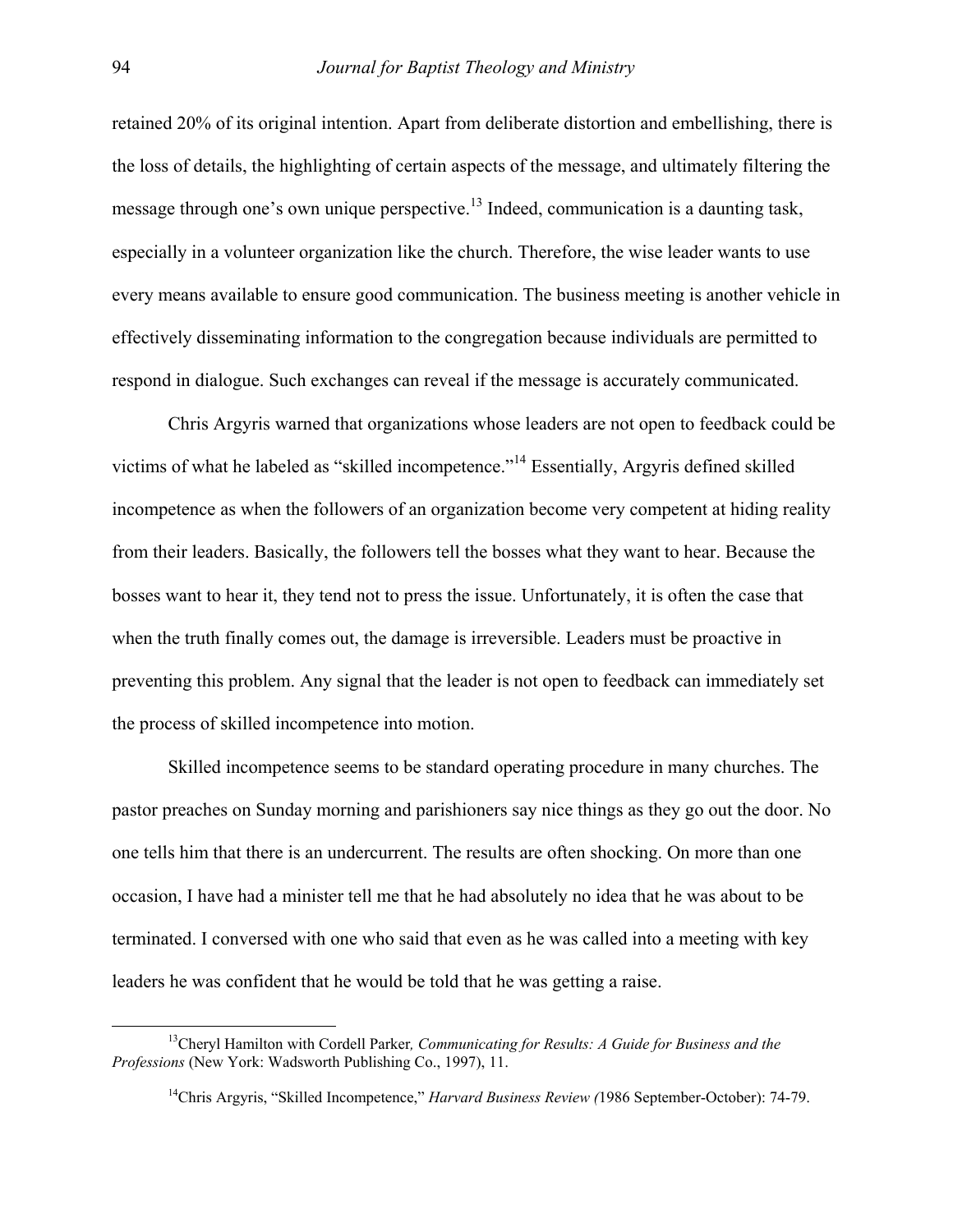retained 20% of its original intention. Apart from deliberate distortion and embellishing, there is the loss of details, the highlighting of certain aspects of the message, and ultimately filtering the message through one's own unique perspective.[13] Indeed, communication is a daunting task, especially in a volunteer organization like the church. Therefore, the wise leader wants to use every means available to ensure good communication. The business meeting is another vehicle in effectively disseminating information to the congregation because individuals are permitted to respond in dialogue. Such exchanges can reveal if the message is accurately communicated.

Chris Argyris warned that organizations whose leaders are not open to feedback could be victims of what he labeled as "skilled incompetence."[14] Essentially, Argyris defined skilled incompetence as when the followers of an organization become very competent at hiding reality from their leaders. Basically, the followers tell the bosses what they want to hear. Because the bosses want to hear it, they tend not to press the issue. Unfortunately, it is often the case that when the truth finally comes out, the damage is irreversible. Leaders must be proactive in preventing this problem. Any signal that the leader is not open to feedback can immediately set the process of skilled incompetence into motion.

Skilled incompetence seems to be standard operating procedure in many churches. The pastor preaches on Sunday morning and parishioners say nice things as they go out the door. No one tells him that there is an undercurrent. The results are often shocking. On more than one occasion, I have had a minister tell me that he had absolutely no idea that he was about to be terminated. I conversed with one who said that even as he was called into a meeting with key leaders he was confident that he would be told that he was getting a raise.

---

[13] Cheryl Hamilton with Cordell Parker, *Communicating for Results: A Guide for Business and the Professions* (New York: Wadsworth Publishing Co., 1997), 11.

[14] Chris Argyris, "Skilled Incompetence," *Harvard Business Review (*1986 September-October): 74-79.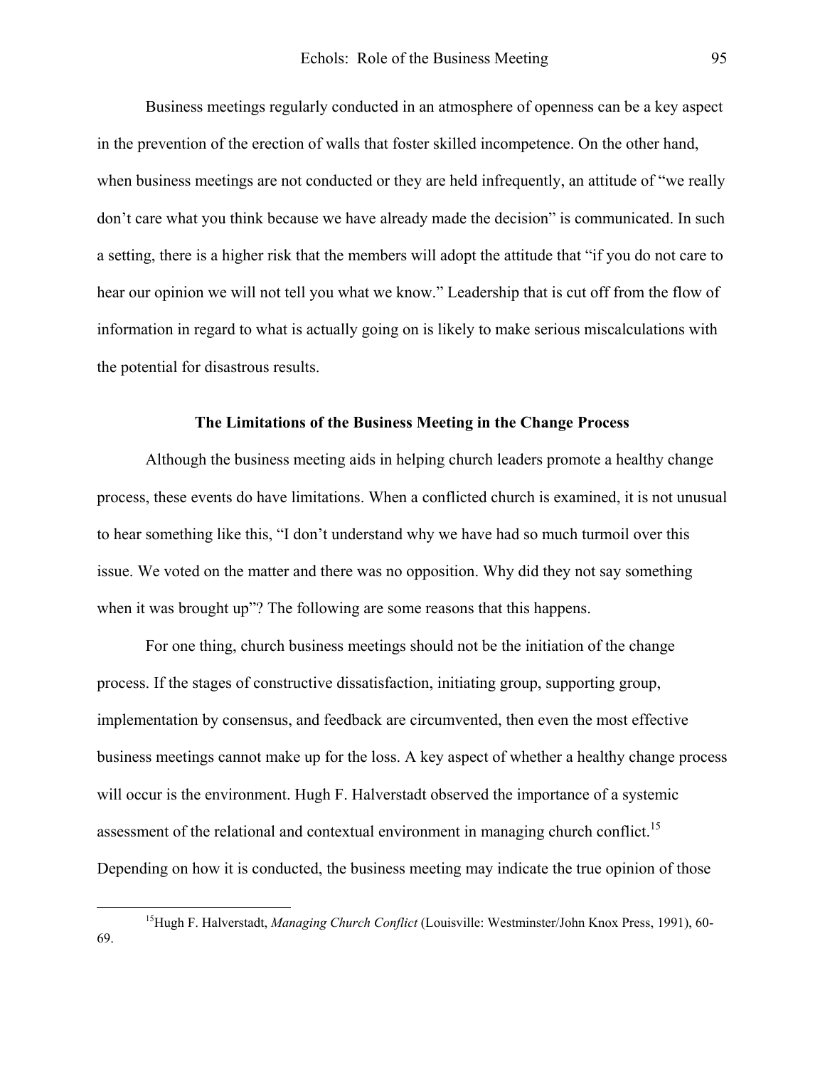Business meetings regularly conducted in an atmosphere of openness can be a key aspect in the prevention of the erection of walls that foster skilled incompetence. On the other hand, when business meetings are not conducted or they are held infrequently, an attitude of "we really don't care what you think because we have already made the decision" is communicated. In such a setting, there is a higher risk that the members will adopt the attitude that "if you do not care to hear our opinion we will not tell you what we know." Leadership that is cut off from the flow of information in regard to what is actually going on is likely to make serious miscalculations with the potential for disastrous results.

## The Limitations of the Business Meeting in the Change Process

Although the business meeting aids in helping church leaders promote a healthy change process, these events do have limitations. When a conflicted church is examined, it is not unusual to hear something like this, "I don't understand why we have had so much turmoil over this issue. We voted on the matter and there was no opposition. Why did they not say something when it was brought up"? The following are some reasons that this happens.

For one thing, church business meetings should not be the initiation of the change process. If the stages of constructive dissatisfaction, initiating group, supporting group, implementation by consensus, and feedback are circumvented, then even the most effective business meetings cannot make up for the loss. A key aspect of whether a healthy change process will occur is the environment. Hugh F. Halverstadt observed the importance of a systemic assessment of the relational and contextual environment in managing church conflict.[15] Depending on how it is conducted, the business meeting may indicate the true opinion of those

[15] Hugh F. Halverstadt, *Managing Church Conflict* (Louisville: Westminster/John Knox Press, 1991), 60-69.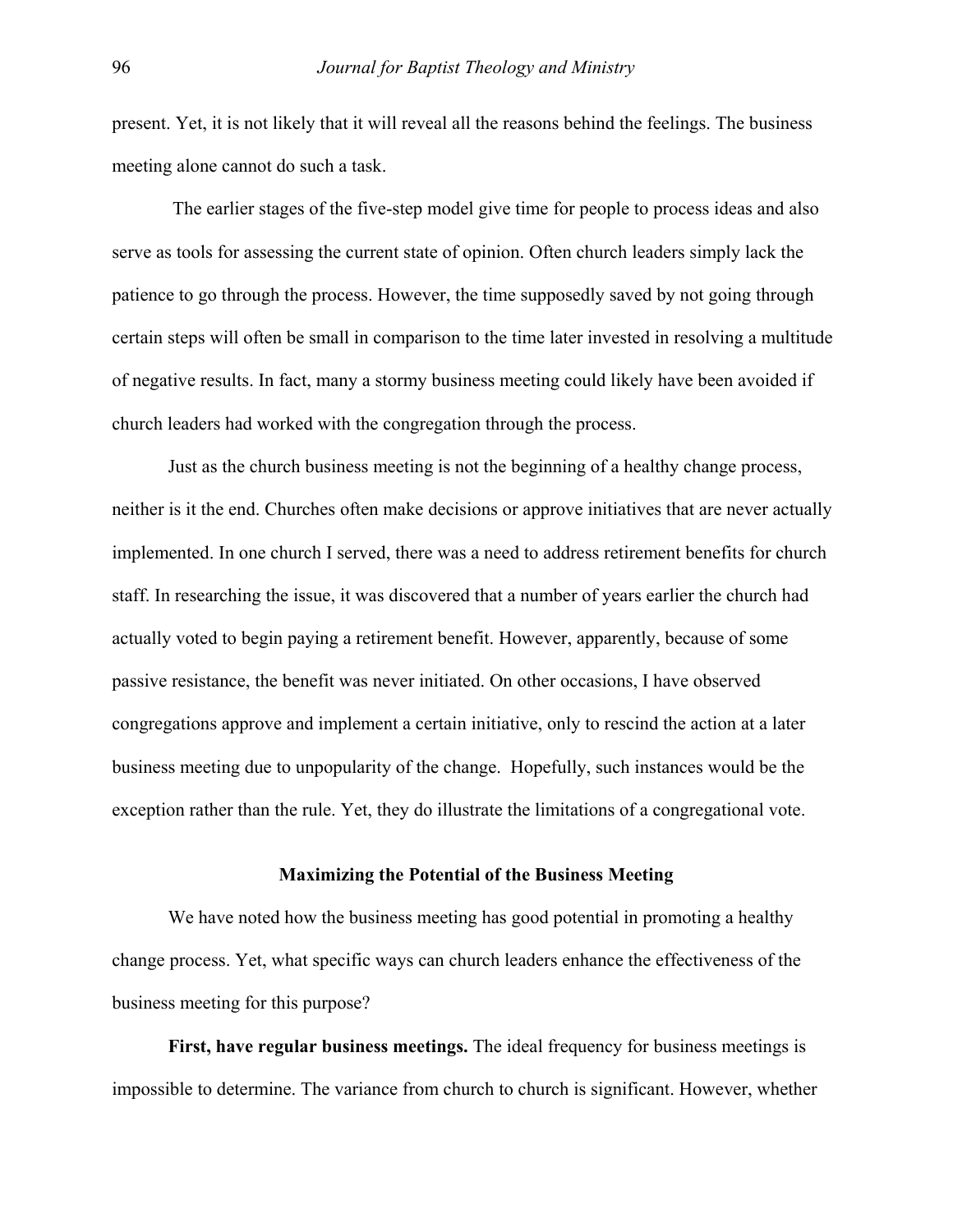present. Yet, it is not likely that it will reveal all the reasons behind the feelings. The business meeting alone cannot do such a task.

The earlier stages of the five-step model give time for people to process ideas and also serve as tools for assessing the current state of opinion. Often church leaders simply lack the patience to go through the process. However, the time supposedly saved by not going through certain steps will often be small in comparison to the time later invested in resolving a multitude of negative results. In fact, many a stormy business meeting could likely have been avoided if church leaders had worked with the congregation through the process.

Just as the church business meeting is not the beginning of a healthy change process, neither is it the end. Churches often make decisions or approve initiatives that are never actually implemented. In one church I served, there was a need to address retirement benefits for church staff. In researching the issue, it was discovered that a number of years earlier the church had actually voted to begin paying a retirement benefit. However, apparently, because of some passive resistance, the benefit was never initiated. On other occasions, I have observed congregations approve and implement a certain initiative, only to rescind the action at a later business meeting due to unpopularity of the change. Hopefully, such instances would be the exception rather than the rule. Yet, they do illustrate the limitations of a congregational vote.

## Maximizing the Potential of the Business Meeting

We have noted how the business meeting has good potential in promoting a healthy change process. Yet, what specific ways can church leaders enhance the effectiveness of the business meeting for this purpose?

**First, have regular business meetings.** The ideal frequency for business meetings is impossible to determine. The variance from church to church is significant. However, whether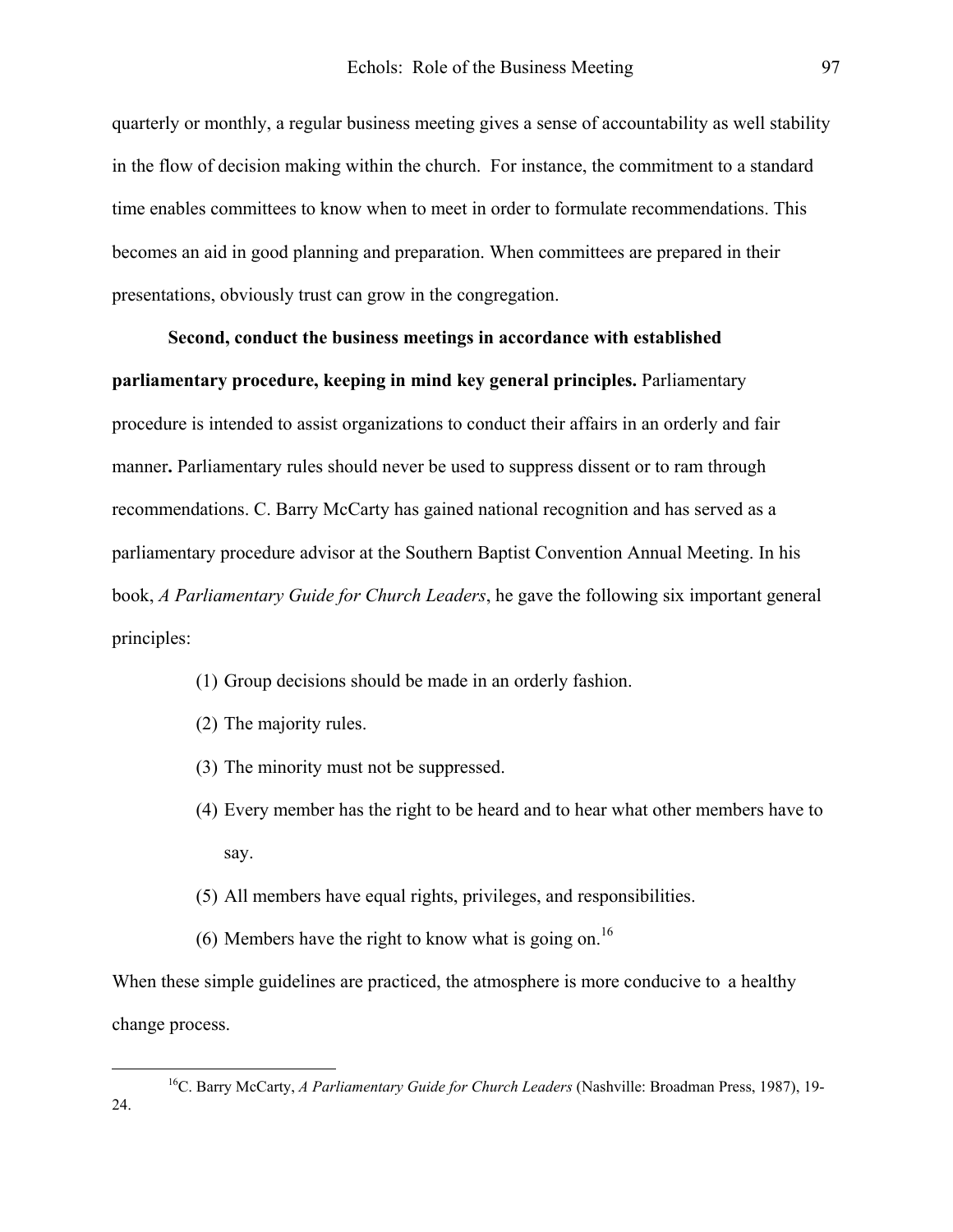quarterly or monthly, a regular business meeting gives a sense of accountability as well stability in the flow of decision making within the church. For instance, the commitment to a standard time enables committees to know when to meet in order to formulate recommendations. This becomes an aid in good planning and preparation. When committees are prepared in their presentations, obviously trust can grow in the congregation.

**Second, conduct the business meetings in accordance with established parliamentary procedure, keeping in mind key general principles.** Parliamentary procedure is intended to assist organizations to conduct their affairs in an orderly and fair manner**.** Parliamentary rules should never be used to suppress dissent or to ram through recommendations. C. Barry McCarty has gained national recognition and has served as a parliamentary procedure advisor at the Southern Baptist Convention Annual Meeting. In his book, *A Parliamentary Guide for Church Leaders*, he gave the following six important general principles:

(1) Group decisions should be made in an orderly fashion.

(2) The majority rules.

(3) The minority must not be suppressed.

(4) Every member has the right to be heard and to hear what other members have to say.

(5) All members have equal rights, privileges, and responsibilities.

(6) Members have the right to know what is going on.[16]

When these simple guidelines are practiced, the atmosphere is more conducive to a healthy change process.

---

[16]C. Barry McCarty, *A Parliamentary Guide for Church Leaders* (Nashville: Broadman Press, 1987), 19-24.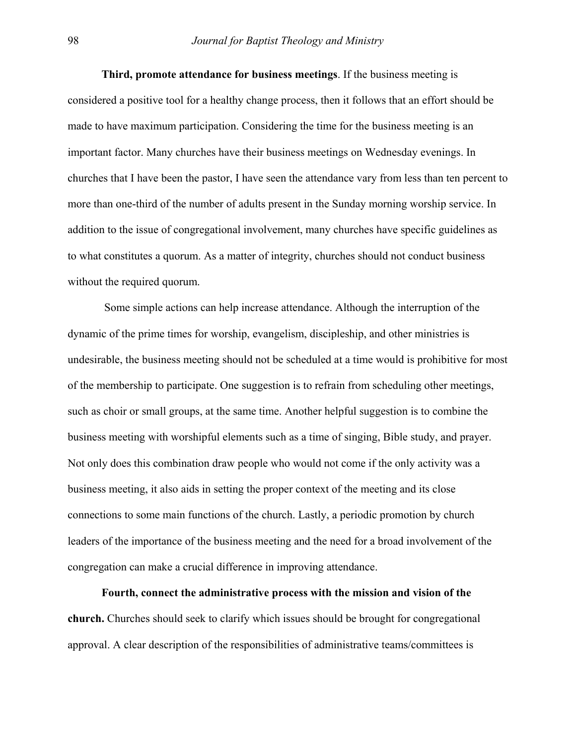**Third, promote attendance for business meetings**. If the business meeting is considered a positive tool for a healthy change process, then it follows that an effort should be made to have maximum participation. Considering the time for the business meeting is an important factor. Many churches have their business meetings on Wednesday evenings. In churches that I have been the pastor, I have seen the attendance vary from less than ten percent to more than one-third of the number of adults present in the Sunday morning worship service. In addition to the issue of congregational involvement, many churches have specific guidelines as to what constitutes a quorum. As a matter of integrity, churches should not conduct business without the required quorum.

Some simple actions can help increase attendance. Although the interruption of the dynamic of the prime times for worship, evangelism, discipleship, and other ministries is undesirable, the business meeting should not be scheduled at a time would is prohibitive for most of the membership to participate. One suggestion is to refrain from scheduling other meetings, such as choir or small groups, at the same time. Another helpful suggestion is to combine the business meeting with worshipful elements such as a time of singing, Bible study, and prayer. Not only does this combination draw people who would not come if the only activity was a business meeting, it also aids in setting the proper context of the meeting and its close connections to some main functions of the church. Lastly, a periodic promotion by church leaders of the importance of the business meeting and the need for a broad involvement of the congregation can make a crucial difference in improving attendance.

**Fourth, connect the administrative process with the mission and vision of the church.** Churches should seek to clarify which issues should be brought for congregational approval. A clear description of the responsibilities of administrative teams/committees is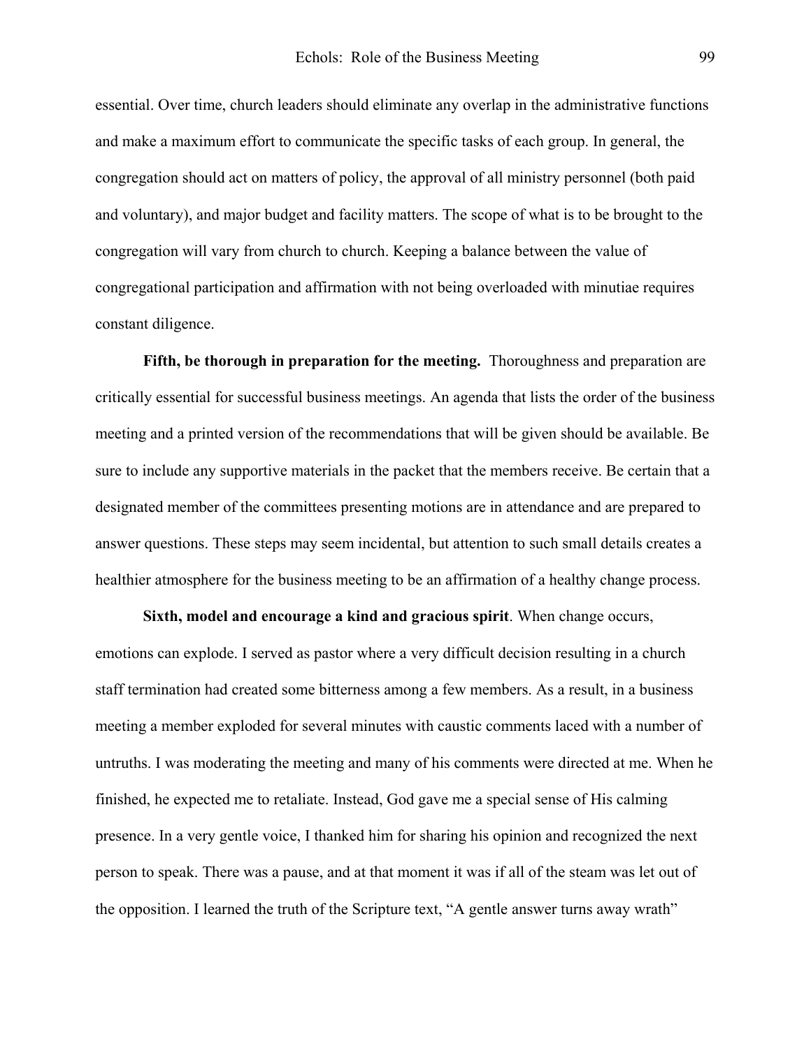essential. Over time, church leaders should eliminate any overlap in the administrative functions and make a maximum effort to communicate the specific tasks of each group. In general, the congregation should act on matters of policy, the approval of all ministry personnel (both paid and voluntary), and major budget and facility matters. The scope of what is to be brought to the congregation will vary from church to church. Keeping a balance between the value of congregational participation and affirmation with not being overloaded with minutiae requires constant diligence.

**Fifth, be thorough in preparation for the meeting.** Thoroughness and preparation are critically essential for successful business meetings. An agenda that lists the order of the business meeting and a printed version of the recommendations that will be given should be available. Be sure to include any supportive materials in the packet that the members receive. Be certain that a designated member of the committees presenting motions are in attendance and are prepared to answer questions. These steps may seem incidental, but attention to such small details creates a healthier atmosphere for the business meeting to be an affirmation of a healthy change process.

**Sixth, model and encourage a kind and gracious spirit**. When change occurs, emotions can explode. I served as pastor where a very difficult decision resulting in a church staff termination had created some bitterness among a few members. As a result, in a business meeting a member exploded for several minutes with caustic comments laced with a number of untruths. I was moderating the meeting and many of his comments were directed at me. When he finished, he expected me to retaliate. Instead, God gave me a special sense of His calming presence. In a very gentle voice, I thanked him for sharing his opinion and recognized the next person to speak. There was a pause, and at that moment it was if all of the steam was let out of the opposition. I learned the truth of the Scripture text, "A gentle answer turns away wrath"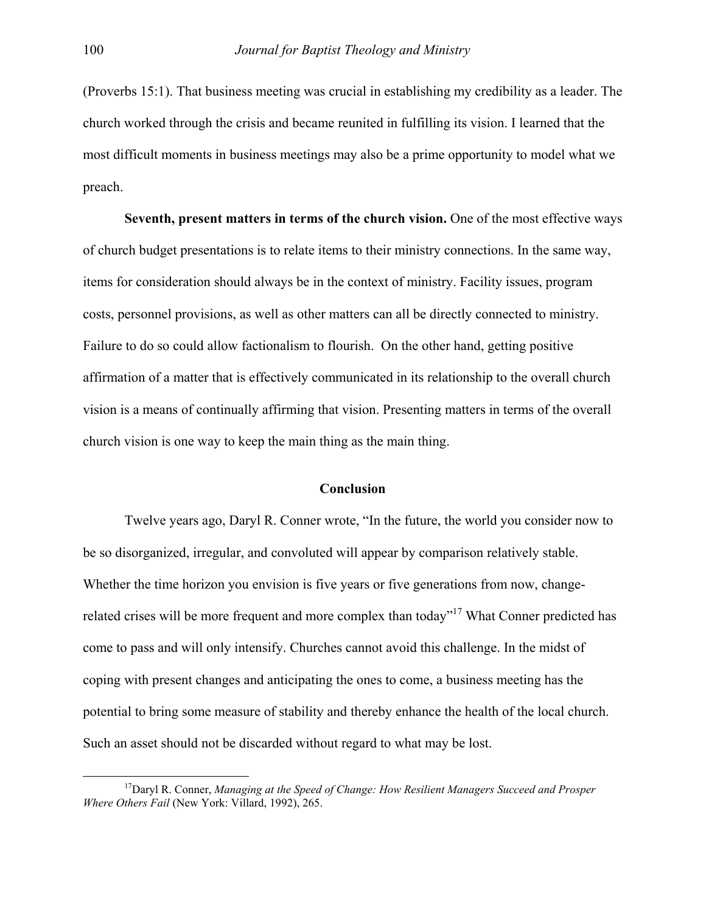(Proverbs 15:1). That business meeting was crucial in establishing my credibility as a leader. The church worked through the crisis and became reunited in fulfilling its vision. I learned that the most difficult moments in business meetings may also be a prime opportunity to model what we preach.

**Seventh, present matters in terms of the church vision.** One of the most effective ways of church budget presentations is to relate items to their ministry connections. In the same way, items for consideration should always be in the context of ministry. Facility issues, program costs, personnel provisions, as well as other matters can all be directly connected to ministry. Failure to do so could allow factionalism to flourish. On the other hand, getting positive affirmation of a matter that is effectively communicated in its relationship to the overall church vision is a means of continually affirming that vision. Presenting matters in terms of the overall church vision is one way to keep the main thing as the main thing.

## Conclusion

Twelve years ago, Daryl R. Conner wrote, "In the future, the world you consider now to be so disorganized, irregular, and convoluted will appear by comparison relatively stable. Whether the time horizon you envision is five years or five generations from now, change-related crises will be more frequent and more complex than today"[17] What Conner predicted has come to pass and will only intensify. Churches cannot avoid this challenge. In the midst of coping with present changes and anticipating the ones to come, a business meeting has the potential to bring some measure of stability and thereby enhance the health of the local church. Such an asset should not be discarded without regard to what may be lost.

---

[17] Daryl R. Conner, *Managing at the Speed of Change: How Resilient Managers Succeed and Prosper Where Others Fail* (New York: Villard, 1992), 265.